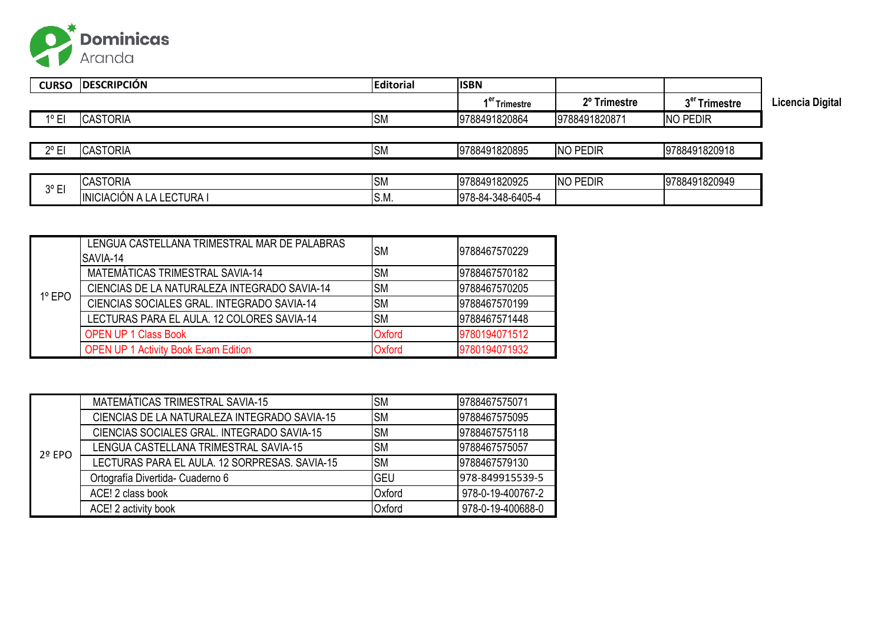**Dominicas** Aranda

| CURSO | DESCRIPCIÓN | Editorial | ISBN | | | |
|---|---|---|---|---|---|---|
| | | | 1er Trimestre | 2º Trimestre | 3er Trimestre | Licencia Digital |
| 1º EI | CASTORIA | SM | 9788491820864 | 9788491820871 | NO PEDIR | |
| 2º EI | CASTORIA | SM | 9788491820895 | NO PEDIR | 9788491820918 | |
| 3º EI | CASTORIA | SM | 9788491820925 | NO PEDIR | 9788491820949 | |
| | INICIACIÓN A LA LECTURA I | S.M. | 978-84-348-6405-4 | | | |

| CURSO | DESCRIPCIÓN | Editorial | ISBN |
|---|---|---|---|
| 1º EPO | LENGUA CASTELLANA TRIMESTRAL MAR DE PALABRAS SAVIA-14 | SM | 9788467570229 |
| | MATEMÁTICAS TRIMESTRAL SAVIA-14 | SM | 9788467570182 |
| | CIENCIAS DE LA NATURALEZA INTEGRADO SAVIA-14 | SM | 9788467570205 |
| | CIENCIAS SOCIALES GRAL. INTEGRADO SAVIA-14 | SM | 9788467570199 |
| | LECTURAS PARA EL AULA. 12 COLORES SAVIA-14 | SM | 9788467571448 |
| | OPEN UP 1 Class Book | Oxford | 9780194071512 |
| | OPEN UP 1 Activity Book Exam Edition | Oxford | 9780194071932 |

| CURSO | DESCRIPCIÓN | Editorial | ISBN |
|---|---|---|---|
| 2º EPO | MATEMÁTICAS TRIMESTRAL SAVIA-15 | SM | 9788467575071 |
| | CIENCIAS DE LA NATURALEZA INTEGRADO SAVIA-15 | SM | 9788467575095 |
| | CIENCIAS SOCIALES GRAL. INTEGRADO SAVIA-15 | SM | 9788467575118 |
| | LENGUA CASTELLANA TRIMESTRAL SAVIA-15 | SM | 9788467575057 |
| | LECTURAS PARA EL AULA. 12 SORPRESAS. SAVIA-15 | SM | 9788467579130 |
| | Ortografía Divertida- Cuaderno 6 | GEU | 978-849915539-5 |
| | ACE! 2 class book | Oxford | 978-0-19-400767-2 |
| | ACE! 2 activity book | Oxford | 978-0-19-400688-0 |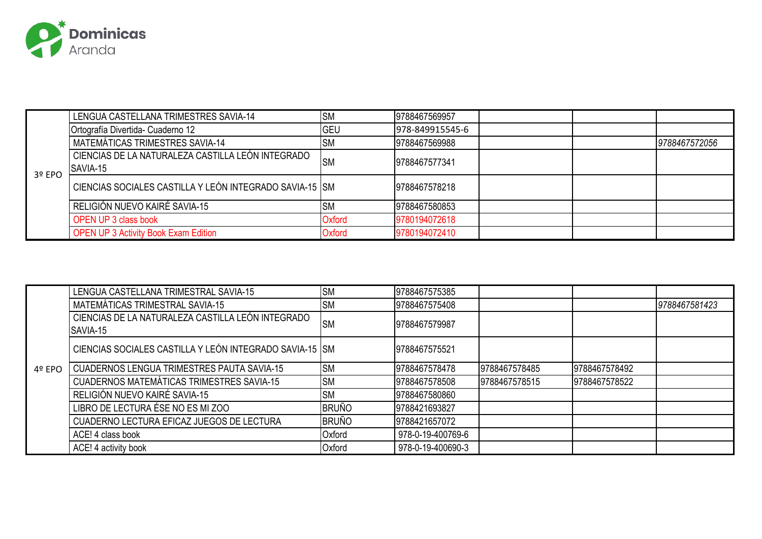Dominicas Aranda

| | | | | | | |
|---|---|---|---|---|---|---|
| 3º EPO | LENGUA CASTELLANA TRIMESTRES SAVIA-14 | SM | 9788467569957 | | | |
| | Ortografía Divertida- Cuaderno 12 | GEU | 978-849915545-6 | | | |
| | MATEMÁTICAS TRIMESTRES SAVIA-14 | SM | 9788467569988 | | | *9788467572056* |
| | CIENCIAS DE LA NATURALEZA CASTILLA LEÓN INTEGRADO SAVIA-15 | SM | 9788467577341 | | | |
| | CIENCIAS SOCIALES CASTILLA Y LEÓN INTEGRADO SAVIA-15 | SM | 9788467578218 | | | |
| | RELIGIÓN NUEVO KAIRÉ SAVIA-15 | SM | 9788467580853 | | | |
| | OPEN UP 3 class book | Oxford | 9780194072618 | | | |
| | OPEN UP 3 Activity Book Exam Edition | Oxford | 9780194072410 | | | |

| | | | | | | |
|---|---|---|---|---|---|---|
| 4º EPO | LENGUA CASTELLANA TRIMESTRAL SAVIA-15 | SM | 9788467575385 | | | |
| | MATEMÁTICAS TRIMESTRAL SAVIA-15 | SM | 9788467575408 | | | *9788467581423* |
| | CIENCIAS DE LA NATURALEZA CASTILLA LEÓN INTEGRADO SAVIA-15 | SM | 9788467579987 | | | |
| | CIENCIAS SOCIALES CASTILLA Y LEÓN INTEGRADO SAVIA-15 | SM | 9788467575521 | | | |
| | CUADERNOS LENGUA TRIMESTRES PAUTA SAVIA-15 | SM | 9788467578478 | 9788467578485 | 9788467578492 | |
| | CUADERNOS MATEMÁTICAS TRIMESTRES SAVIA-15 | SM | 9788467578508 | 9788467578515 | 9788467578522 | |
| | RELIGIÓN NUEVO KAIRÉ SAVIA-15 | SM | 9788467580860 | | | |
| | LIBRO DE LECTURA ÉSE NO ES MI ZOO | BRUÑO | 9788421693827 | | | |
| | CUADERNO LECTURA EFICAZ JUEGOS DE LECTURA | BRUÑO | 9788421657072 | | | |
| | ACE! 4 class book | Oxford | 978-0-19-400769-6 | | | |
| | ACE! 4 activity book | Oxford | 978-0-19-400690-3 | | | |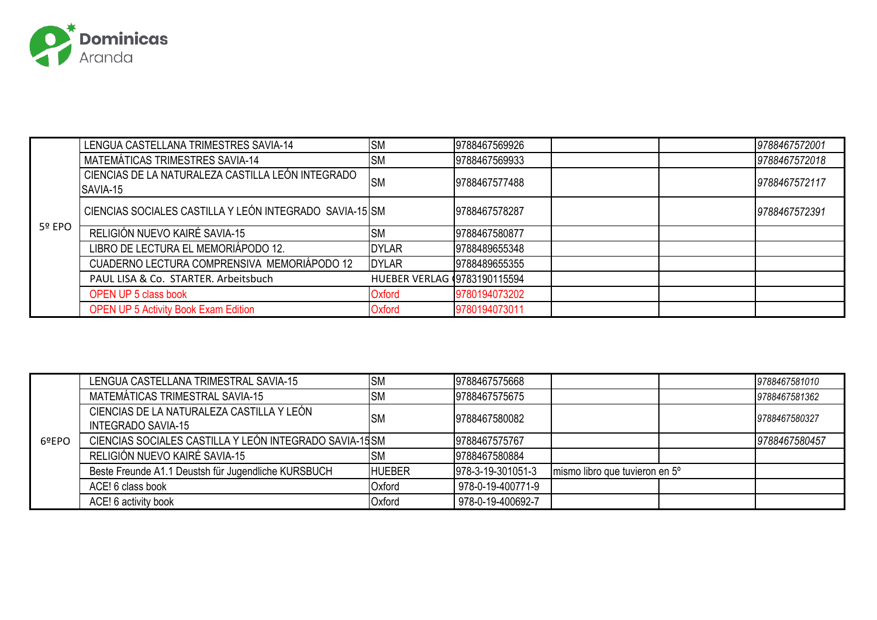Dominicas Aranda

| | | | | | | |
|---|---|---|---|---|---|---|
| 5º EPO | LENGUA CASTELLANA TRIMESTRES SAVIA-14 | SM | 9788467569926 | | | *9788467572001* |
| | MATEMÁTICAS TRIMESTRES SAVIA-14 | SM | 9788467569933 | | | *9788467572018* |
| | CIENCIAS DE LA NATURALEZA CASTILLA LEÓN INTEGRADO SAVIA-15 | SM | 9788467577488 | | | *9788467572117* |
| | CIENCIAS SOCIALES CASTILLA Y LEÓN INTEGRADO SAVIA-15 | SM | 9788467578287 | | | *9788467572391* |
| | RELIGIÓN NUEVO KAIRÉ SAVIA-15 | SM | 9788467580877 | | | |
| | LIBRO DE LECTURA EL MEMORIÁPODO 12. | DYLAR | 9788489655348 | | | |
| | CUADERNO LECTURA COMPRENSIVA MEMORIÁPODO 12 | DYLAR | 9788489655355 | | | |
| | PAUL LISA & Co. STARTER. Arbeitsbuch | HUEBER VERLAG | 9783190115594 | | | |
| | OPEN UP 5 class book | Oxford | 9780194073202 | | | |
| | OPEN UP 5 Activity Book Exam Edition | Oxford | 9780194073011 | | | |

| | | | | | | |
|---|---|---|---|---|---|---|
| 6ºEPO | LENGUA CASTELLANA TRIMESTRAL SAVIA-15 | SM | 9788467575668 | | | *9788467581010* |
| | MATEMÁTICAS TRIMESTRAL SAVIA-15 | SM | 9788467575675 | | | *9788467581362* |
| | CIENCIAS DE LA NATURALEZA CASTILLA Y LEÓN INTEGRADO SAVIA-15 | SM | 9788467580082 | | | *9788467580327* |
| | CIENCIAS SOCIALES CASTILLA Y LEÓN INTEGRADO SAVIA-15 | SM | 9788467575767 | | | *9788467580457* |
| | RELIGIÓN NUEVO KAIRÉ SAVIA-15 | SM | 9788467580884 | | | |
| | Beste Freunde A1.1 Deustsh für Jugendliche KURSBUCH | HUEBER | 978-3-19-301051-3 | mismo libro que tuvieron en 5º | | |
| | ACE! 6 class book | Oxford | 978-0-19-400771-9 | | | |
| | ACE! 6 activity book | Oxford | 978-0-19-400692-7 | | | |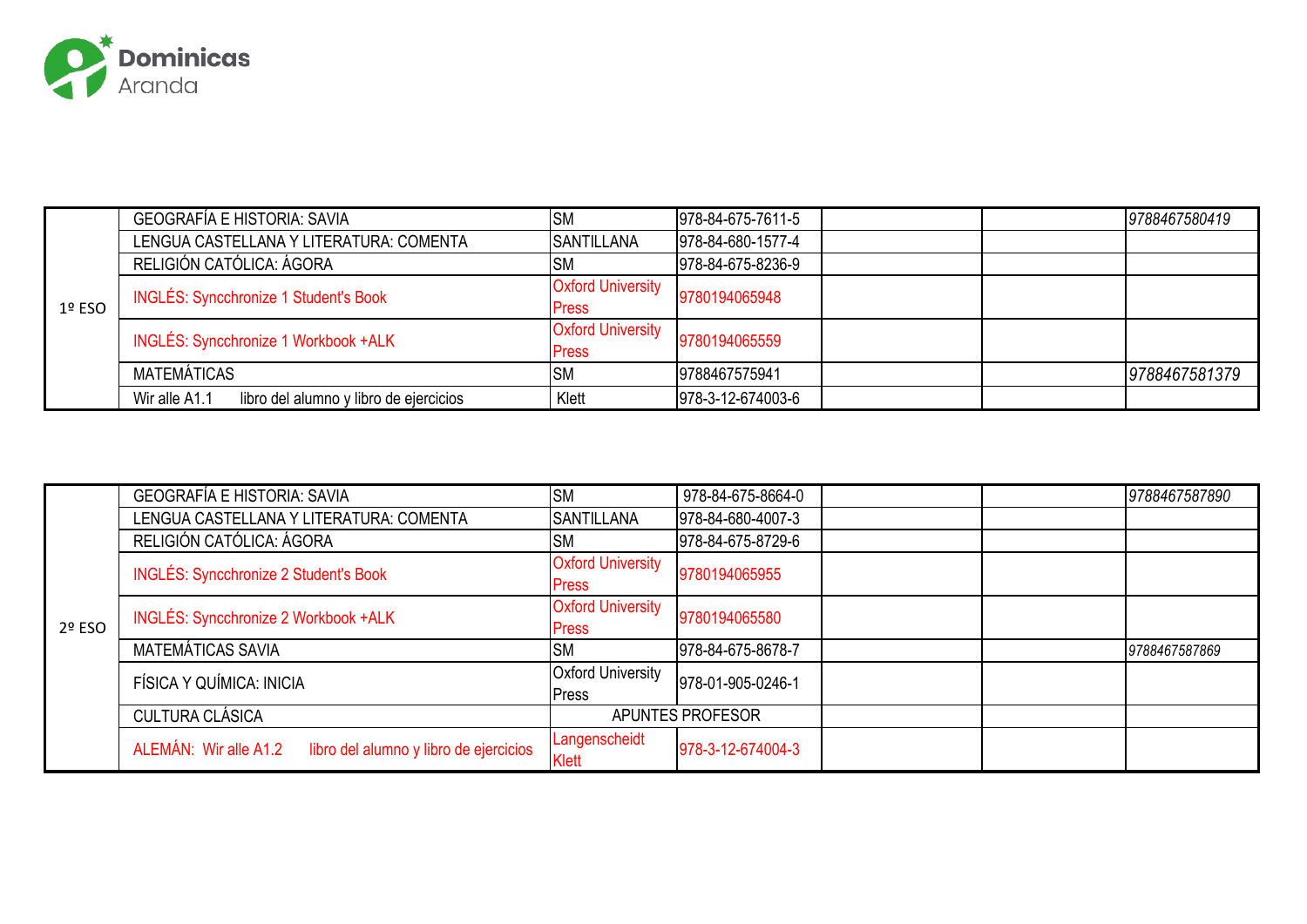Dominicas Aranda

| | | | | | | |
|---|---|---|---|---|---|---|
| 1º ESO | GEOGRAFÍA E HISTORIA: SAVIA | SM | 978-84-675-7611-5 | | | *9788467580419* |
| | LENGUA CASTELLANA Y LITERATURA: COMENTA | SANTILLANA | 978-84-680-1577-4 | | | |
| | RELIGIÓN CATÓLICA: ÁGORA | SM | 978-84-675-8236-9 | | | |
| | INGLÉS: Syncchronize 1 Student's Book | Oxford University Press | 9780194065948 | | | |
| | INGLÉS: Syncchronize 1 Workbook +ALK | Oxford University Press | 9780194065559 | | | |
| | MATEMÁTICAS | SM | 9788467575941 | | | *9788467581379* |
| | Wir alle A1.1 libro del alumno y libro de ejercicios | Klett | 978-3-12-674003-6 | | | |

| | | | | | | |
|---|---|---|---|---|---|---|
| 2º ESO | GEOGRAFÍA E HISTORIA: SAVIA | SM | 978-84-675-8664-0 | | | *9788467587890* |
| | LENGUA CASTELLANA Y LITERATURA: COMENTA | SANTILLANA | 978-84-680-4007-3 | | | |
| | RELIGIÓN CATÓLICA: ÁGORA | SM | 978-84-675-8729-6 | | | |
| | INGLÉS: Syncchronize 2 Student's Book | Oxford University Press | 9780194065955 | | | |
| | INGLÉS: Syncchronize 2 Workbook +ALK | Oxford University Press | 9780194065580 | | | |
| | MATEMÁTICAS SAVIA | SM | 978-84-675-8678-7 | | | *9788467587869* |
| | FÍSICA Y QUÍMICA: INICIA | Oxford University Press | 978-01-905-0246-1 | | | |
| | CULTURA CLÁSICA | APUNTES PROFESOR | | | | |
| | ALEMÁN: Wir alle A1.2 libro del alumno y libro de ejercicios | Langenscheidt Klett | 978-3-12-674004-3 | | | |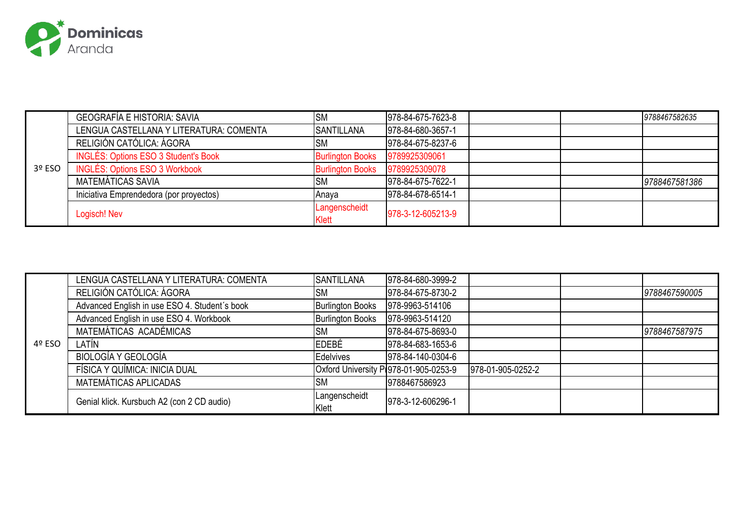Dominicas Aranda

| | | | | | | |
|---|---|---|---|---|---|---|
| 3º ESO | GEOGRAFÍA E HISTORIA: SAVIA | SM | 978-84-675-7623-8 | | | 9788467582635 |
| | LENGUA CASTELLANA Y LITERATURA: COMENTA | SANTILLANA | 978-84-680-3657-1 | | | |
| | RELIGIÓN CATÓLICA: ÁGORA | SM | 978-84-675-8237-6 | | | |
| | INGLÉS: Options ESO 3 Student's Book | Burlington Books | 9789925309061 | | | |
| | INGLÉS: Options ESO 3 Workbook | Burlington Books | 9789925309078 | | | |
| | MATEMÁTICAS SAVIA | SM | 978-84-675-7622-1 | | | 9788467581386 |
| | Iniciativa Emprendedora (por proyectos) | Anaya | 978-84-678-6514-1 | | | |
| | Logisch! Nev | Langenscheidt Klett | 978-3-12-605213-9 | | | |

| | | | | | | |
|---|---|---|---|---|---|---|
| 4º ESO | LENGUA CASTELLANA Y LITERATURA: COMENTA | SANTILLANA | 978-84-680-3999-2 | | | |
| | RELIGIÓN CATÓLICA: ÁGORA | SM | 978-84-675-8730-2 | | | 9788467590005 |
| | Advanced English in use ESO 4. Student´s book | Burlington Books | 978-9963-514106 | | | |
| | Advanced English in use ESO 4. Workbook | Burlington Books | 978-9963-514120 | | | |
| | MATEMÁTICAS ACADÉMICAS | SM | 978-84-675-8693-0 | | | 9788467587975 |
| | LATÍN | EDEBÉ | 978-84-683-1653-6 | | | |
| | BIOLOGÍA Y GEOLOGÍA | Edelvives | 978-84-140-0304-6 | | | |
| | FÍSICA Y QUÍMICA: INICIA DUAL | Oxford University P | 978-01-905-0253-9 | 978-01-905-0252-2 | | |
| | MATEMÁTICAS APLICADAS | SM | 9788467586923 | | | |
| | Genial klick. Kursbuch A2 (con 2 CD audio) | Langenscheidt Klett | 978-3-12-606296-1 | | | |